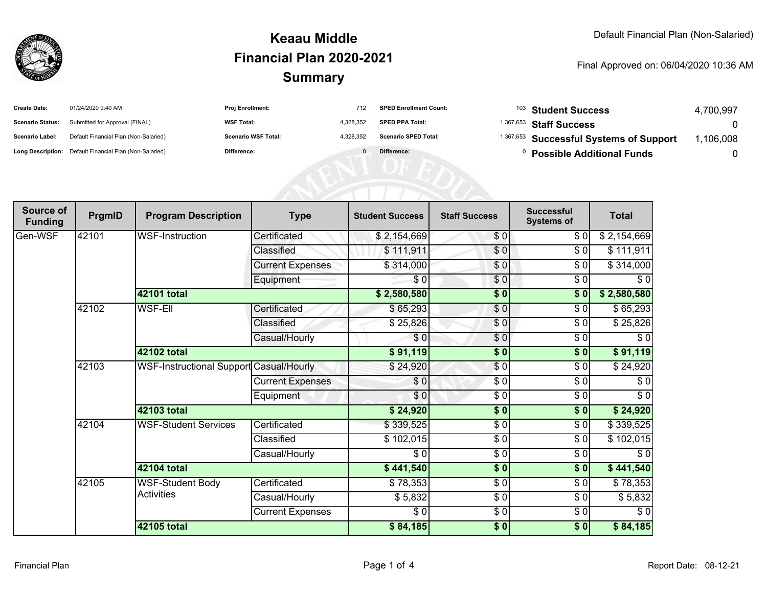# Keaau Middle
# Financial Plan 2020-2021
# Summary

Default Financial Plan (Non-Salaried)

Final Approved on: 06/04/2020 10:36 AM

| | | | | | | | |
|---|---|---|---|---|---|---|---|
| **Create Date:** | 01/24/2020 9:40 AM | **Proj Enrollment:** | 712 | **SPED Enrollment Count:** | 103 | **Student Success** | 4,700,997 |
| **Scenario Status:** | Submitted for Approval (FINAL) | **WSF Total:** | 4,328,352 | **SPED PPA Total:** | 1,367,653 | **Staff Success** | 0 |
| **Scenario Label:** | Default Financial Plan (Non-Salaried) | **Scenario WSF Total:** | 4,328,352 | **Scenario SPED Total:** | 1,367,653 | **Successful Systems of Support** | 1,106,008 |
| **Long Description:** | Default Financial Plan (Non-Salaried) | **Difference:** | 0 | **Difference:** | 0 | **Possible Additional Funds** | 0 |

| Source of Funding | PrgmID | Program Description | Type | Student Success | Staff Success | Successful Systems of | Total |
|---|---|---|---|---|---|---|---|
| Gen-WSF | 42101 | WSF-Instruction | Certificated | $ 2,154,669 | $ 0 | $ 0 | $ 2,154,669 |
| | | | Classified | $ 111,911 | $ 0 | $ 0 | $ 111,911 |
| | | | Current Expenses | $ 314,000 | $ 0 | $ 0 | $ 314,000 |
| | | | Equipment | $ 0 | $ 0 | $ 0 | $ 0 |
| | | **42101 total** | | **$ 2,580,580** | **$ 0** | **$ 0** | **$ 2,580,580** |
| | 42102 | WSF-Ell | Certificated | $ 65,293 | $ 0 | $ 0 | $ 65,293 |
| | | | Classified | $ 25,826 | $ 0 | $ 0 | $ 25,826 |
| | | | Casual/Hourly | $ 0 | $ 0 | $ 0 | $ 0 |
| | | **42102 total** | | **$ 91,119** | **$ 0** | **$ 0** | **$ 91,119** |
| | 42103 | WSF-Instructional Support | Casual/Hourly | $ 24,920 | $ 0 | $ 0 | $ 24,920 |
| | | | Current Expenses | $ 0 | $ 0 | $ 0 | $ 0 |
| | | | Equipment | $ 0 | $ 0 | $ 0 | $ 0 |
| | | **42103 total** | | **$ 24,920** | **$ 0** | **$ 0** | **$ 24,920** |
| | 42104 | WSF-Student Services | Certificated | $ 339,525 | $ 0 | $ 0 | $ 339,525 |
| | | | Classified | $ 102,015 | $ 0 | $ 0 | $ 102,015 |
| | | | Casual/Hourly | $ 0 | $ 0 | $ 0 | $ 0 |
| | | **42104 total** | | **$ 441,540** | **$ 0** | **$ 0** | **$ 441,540** |
| | 42105 | WSF-Student Body Activities | Certificated | $ 78,353 | $ 0 | $ 0 | $ 78,353 |
| | | | Casual/Hourly | $ 5,832 | $ 0 | $ 0 | $ 5,832 |
| | | | Current Expenses | $ 0 | $ 0 | $ 0 | $ 0 |
| | | **42105 total** | | **$ 84,185** | **$ 0** | **$ 0** | **$ 84,185** |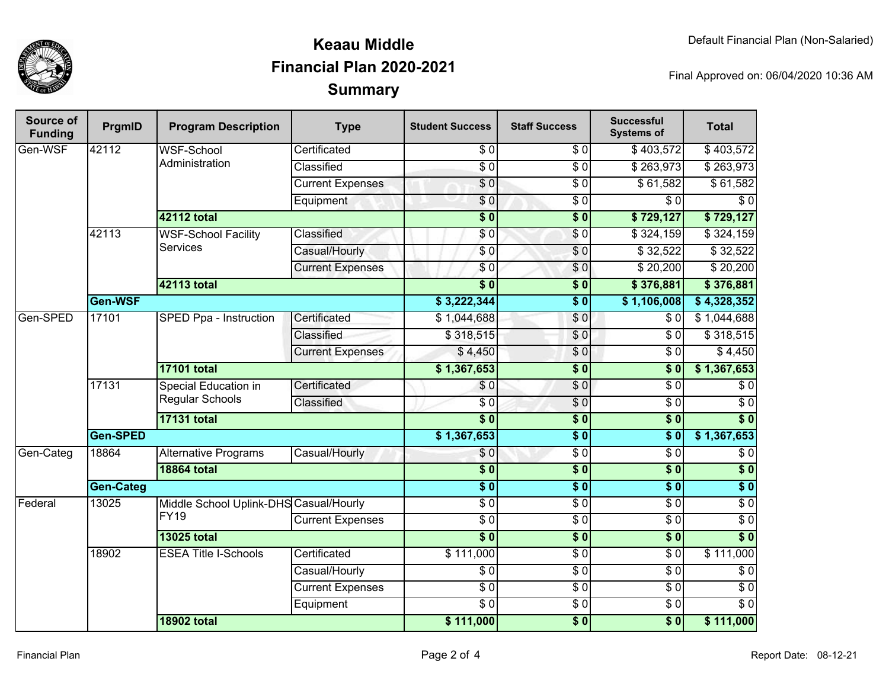# Keaau Middle
## Financial Plan 2020-2021
## Summary

Default Financial Plan (Non-Salaried)

Final Approved on: 06/04/2020 10:36 AM

| Source of Funding | PrgmID | Program Description | Type | Student Success | Staff Success | Successful Systems of | Total |
|---|---|---|---|---|---|---|---|
| Gen-WSF | 42112 | WSF-School Administration | Certificated | $ 0 | $ 0 | $ 403,572 | $ 403,572 |
| | | | Classified | $ 0 | $ 0 | $ 263,973 | $ 263,973 |
| | | | Current Expenses | $ 0 | $ 0 | $ 61,582 | $ 61,582 |
| | | | Equipment | $ 0 | $ 0 | $ 0 | $ 0 |
| | | **42112 total** | | **$ 0** | **$ 0** | **$ 729,127** | **$ 729,127** |
| | 42113 | WSF-School Facility Services | Classified | $ 0 | $ 0 | $ 324,159 | $ 324,159 |
| | | | Casual/Hourly | $ 0 | $ 0 | $ 32,522 | $ 32,522 |
| | | | Current Expenses | $ 0 | $ 0 | $ 20,200 | $ 20,200 |
| | | **42113 total** | | **$ 0** | **$ 0** | **$ 376,881** | **$ 376,881** |
| | **Gen-WSF** | | | **$ 3,222,344** | **$ 0** | **$ 1,106,008** | **$ 4,328,352** |
| Gen-SPED | 17101 | SPED Ppa - Instruction | Certificated | $ 1,044,688 | $ 0 | $ 0 | $ 1,044,688 |
| | | | Classified | $ 318,515 | $ 0 | $ 0 | $ 318,515 |
| | | | Current Expenses | $ 4,450 | $ 0 | $ 0 | $ 4,450 |
| | | **17101 total** | | **$ 1,367,653** | **$ 0** | **$ 0** | **$ 1,367,653** |
| | 17131 | Special Education in Regular Schools | Certificated | $ 0 | $ 0 | $ 0 | $ 0 |
| | | | Classified | $ 0 | $ 0 | $ 0 | $ 0 |
| | | **17131 total** | | **$ 0** | **$ 0** | **$ 0** | **$ 0** |
| | **Gen-SPED** | | | **$ 1,367,653** | **$ 0** | **$ 0** | **$ 1,367,653** |
| Gen-Categ | 18864 | Alternative Programs | Casual/Hourly | $ 0 | $ 0 | $ 0 | $ 0 |
| | | **18864 total** | | **$ 0** | **$ 0** | **$ 0** | **$ 0** |
| | **Gen-Categ** | | | **$ 0** | **$ 0** | **$ 0** | **$ 0** |
| Federal | 13025 | Middle School Uplink-DHS FY19 | Casual/Hourly | $ 0 | $ 0 | $ 0 | $ 0 |
| | | | Current Expenses | $ 0 | $ 0 | $ 0 | $ 0 |
| | | **13025 total** | | **$ 0** | **$ 0** | **$ 0** | **$ 0** |
| | 18902 | ESEA Title I-Schools | Certificated | $ 111,000 | $ 0 | $ 0 | $ 111,000 |
| | | | Casual/Hourly | $ 0 | $ 0 | $ 0 | $ 0 |
| | | | Current Expenses | $ 0 | $ 0 | $ 0 | $ 0 |
| | | | Equipment | $ 0 | $ 0 | $ 0 | $ 0 |
| | | **18902 total** | | **$ 111,000** | **$ 0** | **$ 0** | **$ 111,000** |

Financial Plan

Report Date: 08-12-21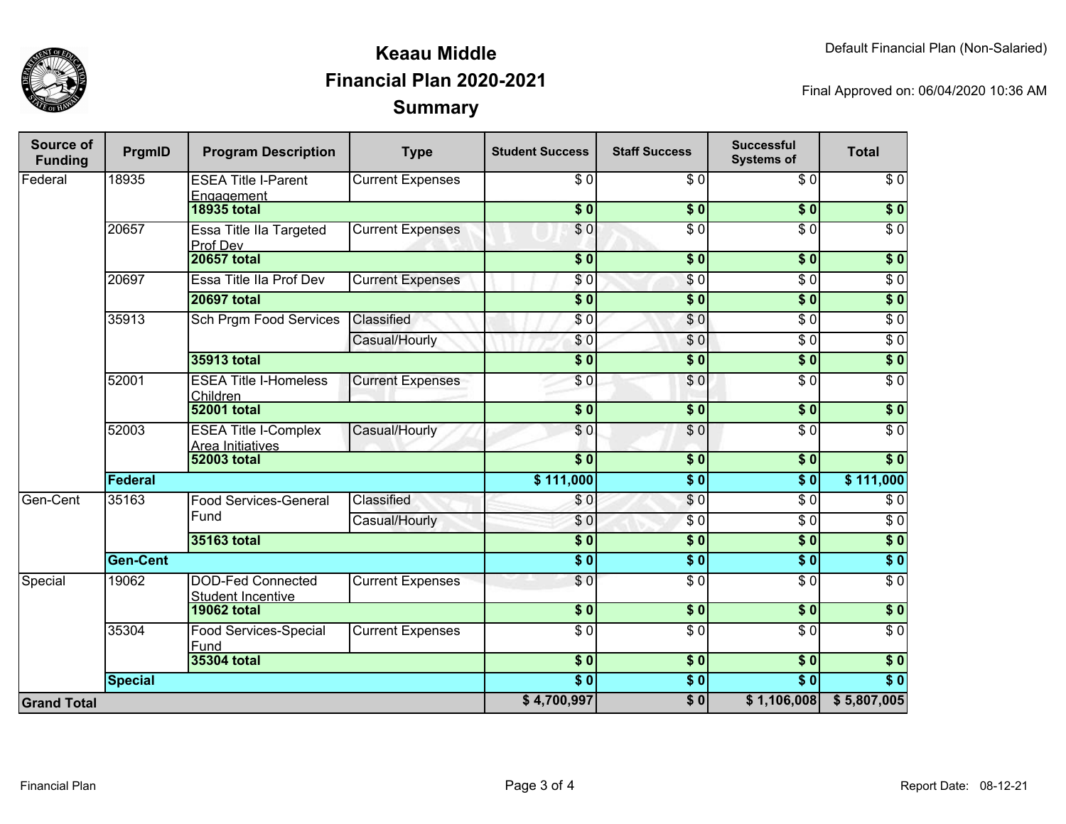# Keaau Middle
## Financial Plan 2020-2021
## Summary

Default Financial Plan (Non-Salaried)

Final Approved on: 06/04/2020 10:36 AM

| Source of Funding | PrgmID | Program Description | Type | Student Success | Staff Success | Successful Systems of | Total |
|---|---|---|---|---|---|---|---|
| Federal | 18935 | ESEA Title I-Parent Engagement | Current Expenses | $ 0 | $ 0 | $ 0 | $ 0 |
| | | **18935 total** | | **$ 0** | **$ 0** | **$ 0** | **$ 0** |
| | 20657 | Essa Title IIa Targeted Prof Dev | Current Expenses | $ 0 | $ 0 | $ 0 | $ 0 |
| | | **20657 total** | | **$ 0** | **$ 0** | **$ 0** | **$ 0** |
| | 20697 | Essa Title IIa Prof Dev | Current Expenses | $ 0 | $ 0 | $ 0 | $ 0 |
| | | **20697 total** | | **$ 0** | **$ 0** | **$ 0** | **$ 0** |
| | 35913 | Sch Prgm Food Services | Classified | $ 0 | $ 0 | $ 0 | $ 0 |
| | | | Casual/Hourly | $ 0 | $ 0 | $ 0 | $ 0 |
| | | **35913 total** | | **$ 0** | **$ 0** | **$ 0** | **$ 0** |
| | 52001 | ESEA Title I-Homeless Children | Current Expenses | $ 0 | $ 0 | $ 0 | $ 0 |
| | | **52001 total** | | **$ 0** | **$ 0** | **$ 0** | **$ 0** |
| | 52003 | ESEA Title I-Complex Area Initiatives | Casual/Hourly | $ 0 | $ 0 | $ 0 | $ 0 |
| | | **52003 total** | | **$ 0** | **$ 0** | **$ 0** | **$ 0** |
| | **Federal** | | | **$ 111,000** | **$ 0** | **$ 0** | **$ 111,000** |
| Gen-Cent | 35163 | Food Services-General Fund | Classified | $ 0 | $ 0 | $ 0 | $ 0 |
| | | | Casual/Hourly | $ 0 | $ 0 | $ 0 | $ 0 |
| | | **35163 total** | | **$ 0** | **$ 0** | **$ 0** | **$ 0** |
| | **Gen-Cent** | | | **$ 0** | **$ 0** | **$ 0** | **$ 0** |
| Special | 19062 | DOD-Fed Connected Student Incentive | Current Expenses | $ 0 | $ 0 | $ 0 | $ 0 |
| | | **19062 total** | | **$ 0** | **$ 0** | **$ 0** | **$ 0** |
| | 35304 | Food Services-Special Fund | Current Expenses | $ 0 | $ 0 | $ 0 | $ 0 |
| | | **35304 total** | | **$ 0** | **$ 0** | **$ 0** | **$ 0** |
| | **Special** | | | **$ 0** | **$ 0** | **$ 0** | **$ 0** |
| **Grand Total** | | | | **$ 4,700,997** | **$ 0** | **$ 1,106,008** | **$ 5,807,005** |

Financial Plan

Report Date: 08-12-21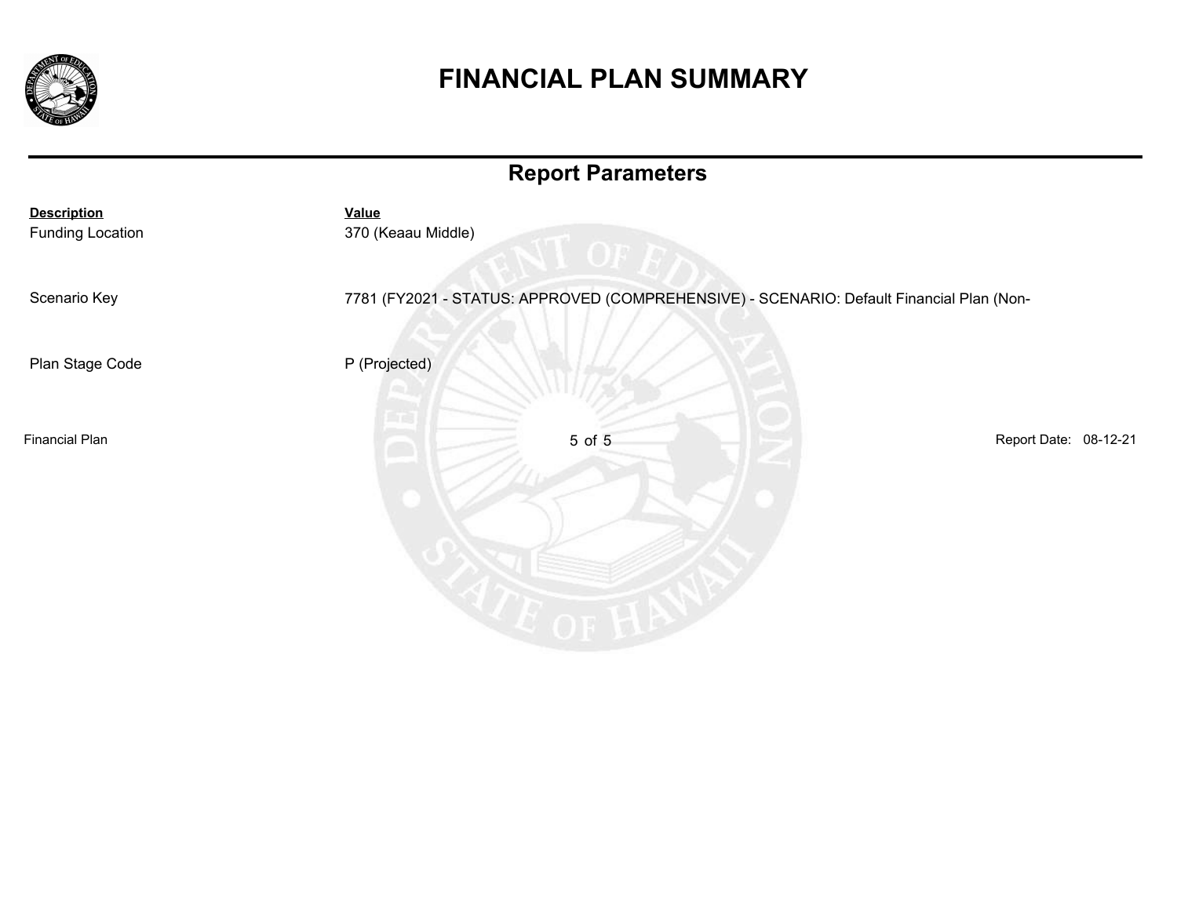# FINANCIAL PLAN SUMMARY

## Report Parameters

| Description | Value |
|---|---|
| Funding Location | 370 (Keaau Middle) |
| Scenario Key | 7781 (FY2021 - STATUS: APPROVED (COMPREHENSIVE) - SCENARIO: Default Financial Plan (Non- |
| Plan Stage Code | P (Projected) |

Report Date: 08-12-21